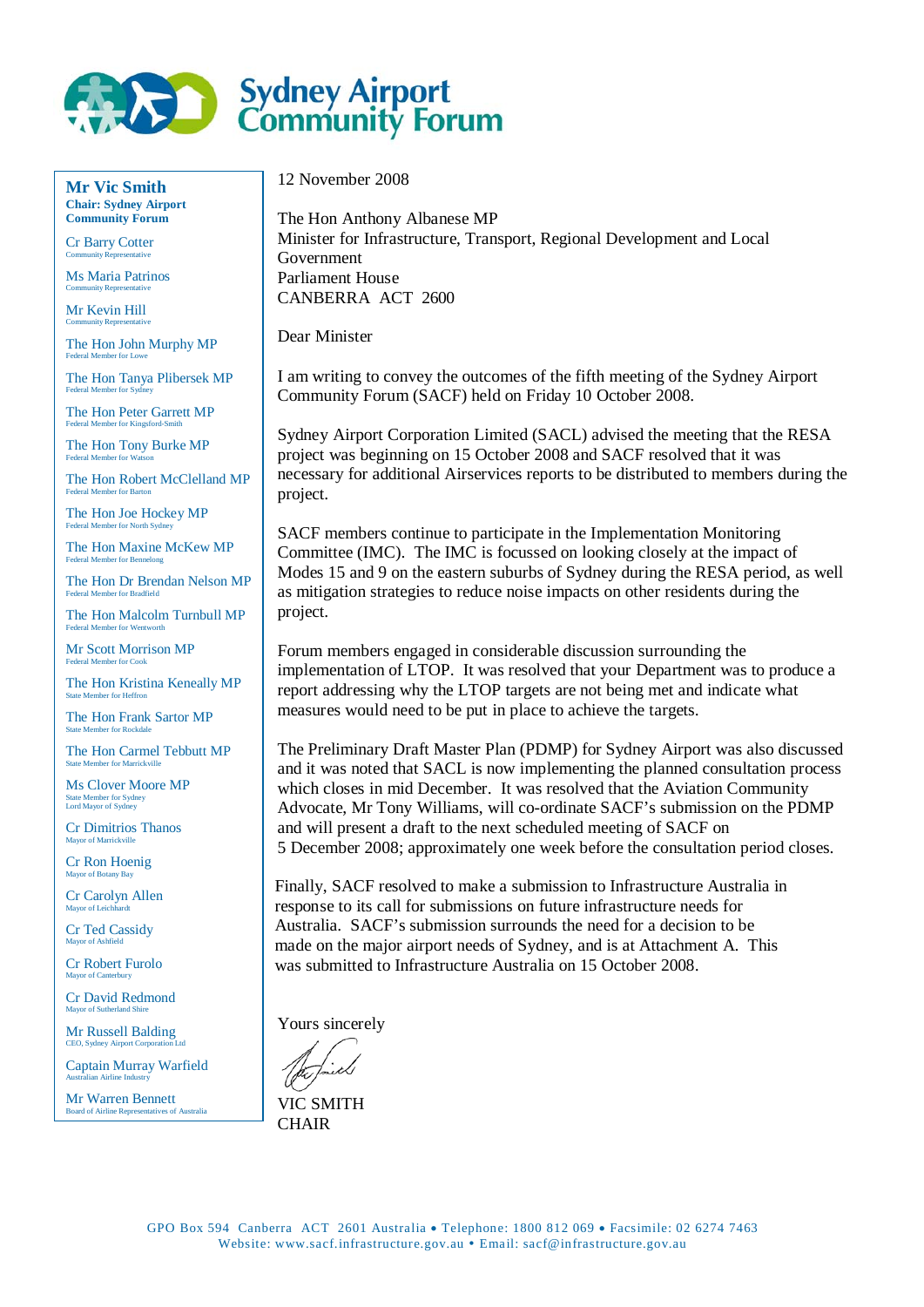# Sydney Airport Community Forum

**Mr Vic Smith**
**Chair: Sydney Airport Community Forum**

Cr Barry Cotter
Community Representative

Ms Maria Patrinos
Community Representative

Mr Kevin Hill
Community Representative

The Hon John Murphy MP
Federal Member for Lowe

The Hon Tanya Plibersek MP
Federal Member for Sydney

The Hon Peter Garrett MP
Federal Member for Kingsford-Smith

The Hon Tony Burke MP
Federal Member for Watson

The Hon Robert McClelland MP
Federal Member for Barton

The Hon Joe Hockey MP
Federal Member for North Sydney

The Hon Maxine McKew MP
Federal Member for Bennelong

The Hon Dr Brendan Nelson MP
Federal Member for Bradfield

The Hon Malcolm Turnbull MP
Federal Member for Wentworth

Mr Scott Morrison MP
Federal Member for Cook

The Hon Kristina Keneally MP
State Member for Heffron

The Hon Frank Sartor MP
State Member for Rockdale

The Hon Carmel Tebbutt MP
State Member for Marrickville

Ms Clover Moore MP
State Member for Sydney
Lord Mayor of Sydney

Cr Dimitrios Thanos
Mayor of Marrickville

Cr Ron Hoenig
Mayor of Botany Bay

Cr Carolyn Allen
Mayor of Leichhardt

Cr Ted Cassidy
Mayor of Ashfield

Cr Robert Furolo
Mayor of Canterbury

Cr David Redmond
Mayor of Sutherland Shire

Mr Russell Balding
CEO, Sydney Airport Corporation Ltd

Captain Murray Warfield
Australian Airline Industry

Mr Warren Bennett
Board of Airline Representatives of Australia

---

12 November 2008

The Hon Anthony Albanese MP
Minister for Infrastructure, Transport, Regional Development and Local Government
Parliament House
CANBERRA ACT 2600

Dear Minister

I am writing to convey the outcomes of the fifth meeting of the Sydney Airport Community Forum (SACF) held on Friday 10 October 2008.

Sydney Airport Corporation Limited (SACL) advised the meeting that the RESA project was beginning on 15 October 2008 and SACF resolved that it was necessary for additional Airservices reports to be distributed to members during the project.

SACF members continue to participate in the Implementation Monitoring Committee (IMC). The IMC is focussed on looking closely at the impact of Modes 15 and 9 on the eastern suburbs of Sydney during the RESA period, as well as mitigation strategies to reduce noise impacts on other residents during the project.

Forum members engaged in considerable discussion surrounding the implementation of LTOP. It was resolved that your Department was to produce a report addressing why the LTOP targets are not being met and indicate what measures would need to be put in place to achieve the targets.

The Preliminary Draft Master Plan (PDMP) for Sydney Airport was also discussed and it was noted that SACL is now implementing the planned consultation process which closes in mid December. It was resolved that the Aviation Community Advocate, Mr Tony Williams, will co-ordinate SACF's submission on the PDMP and will present a draft to the next scheduled meeting of SACF on 5 December 2008; approximately one week before the consultation period closes.

Finally, SACF resolved to make a submission to Infrastructure Australia in response to its call for submissions on future infrastructure needs for Australia. SACF's submission surrounds the need for a decision to be made on the major airport needs of Sydney, and is at Attachment A. This was submitted to Infrastructure Australia on 15 October 2008.

Yours sincerely

VIC SMITH
CHAIR

GPO Box 594 Canberra ACT 2601 Australia • Telephone: 1800 812 069 • Facsimile: 02 6274 7463
Website: www.sacf.infrastructure.gov.au • Email: sacf@infrastructure.gov.au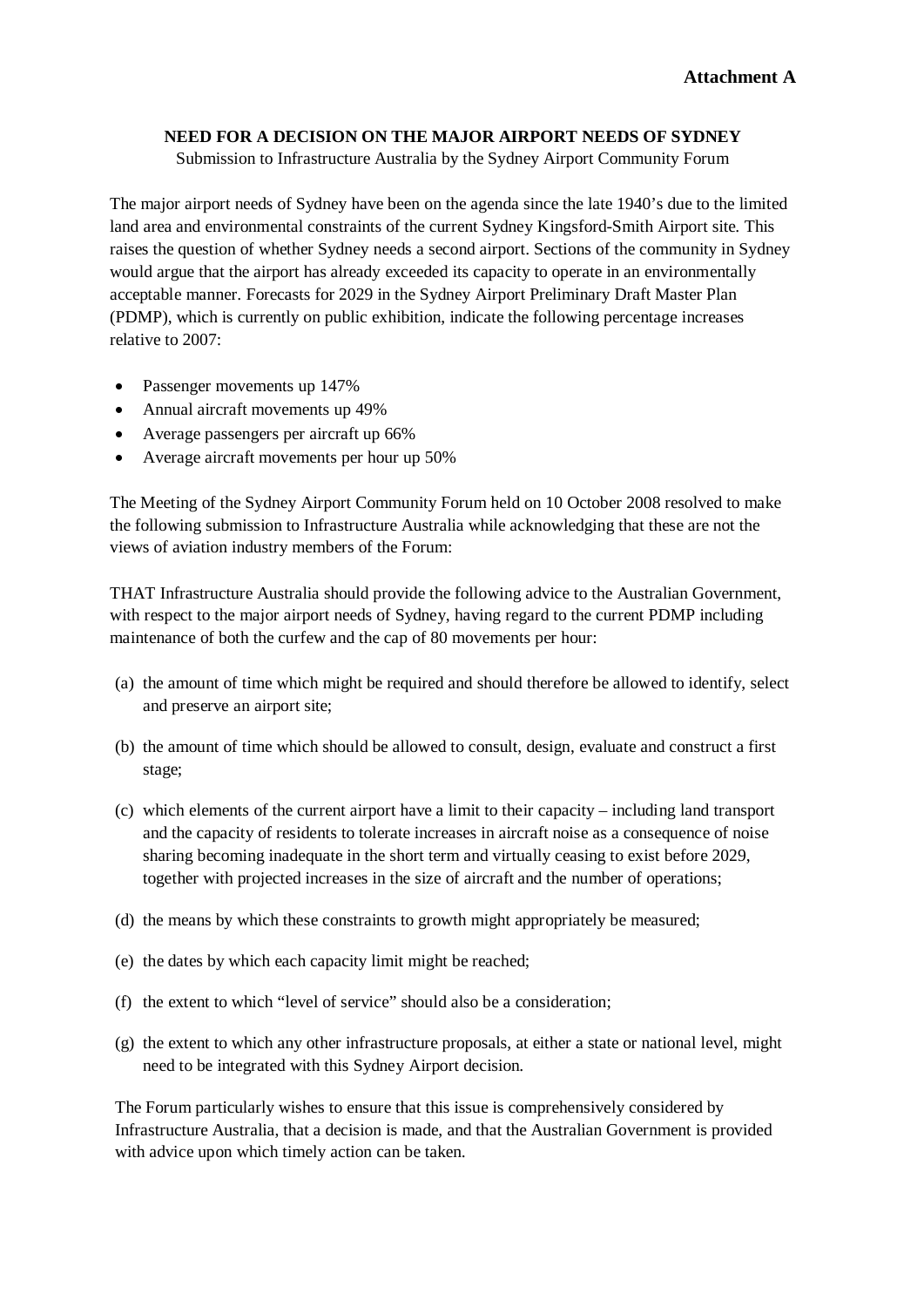**Attachment A**

## NEED FOR A DECISION ON THE MAJOR AIRPORT NEEDS OF SYDNEY

Submission to Infrastructure Australia by the Sydney Airport Community Forum

The major airport needs of Sydney have been on the agenda since the late 1940's due to the limited land area and environmental constraints of the current Sydney Kingsford-Smith Airport site. This raises the question of whether Sydney needs a second airport. Sections of the community in Sydney would argue that the airport has already exceeded its capacity to operate in an environmentally acceptable manner. Forecasts for 2029 in the Sydney Airport Preliminary Draft Master Plan (PDMP), which is currently on public exhibition, indicate the following percentage increases relative to 2007:

- Passenger movements up 147%
- Annual aircraft movements up 49%
- Average passengers per aircraft up 66%
- Average aircraft movements per hour up 50%

The Meeting of the Sydney Airport Community Forum held on 10 October 2008 resolved to make the following submission to Infrastructure Australia while acknowledging that these are not the views of aviation industry members of the Forum:

THAT Infrastructure Australia should provide the following advice to the Australian Government, with respect to the major airport needs of Sydney, having regard to the current PDMP including maintenance of both the curfew and the cap of 80 movements per hour:

(a) the amount of time which might be required and should therefore be allowed to identify, select and preserve an airport site;

(b) the amount of time which should be allowed to consult, design, evaluate and construct a first stage;

(c) which elements of the current airport have a limit to their capacity – including land transport and the capacity of residents to tolerate increases in aircraft noise as a consequence of noise sharing becoming inadequate in the short term and virtually ceasing to exist before 2029, together with projected increases in the size of aircraft and the number of operations;

(d) the means by which these constraints to growth might appropriately be measured;

(e) the dates by which each capacity limit might be reached;

(f) the extent to which "level of service" should also be a consideration;

(g) the extent to which any other infrastructure proposals, at either a state or national level, might need to be integrated with this Sydney Airport decision.

The Forum particularly wishes to ensure that this issue is comprehensively considered by Infrastructure Australia, that a decision is made, and that the Australian Government is provided with advice upon which timely action can be taken.